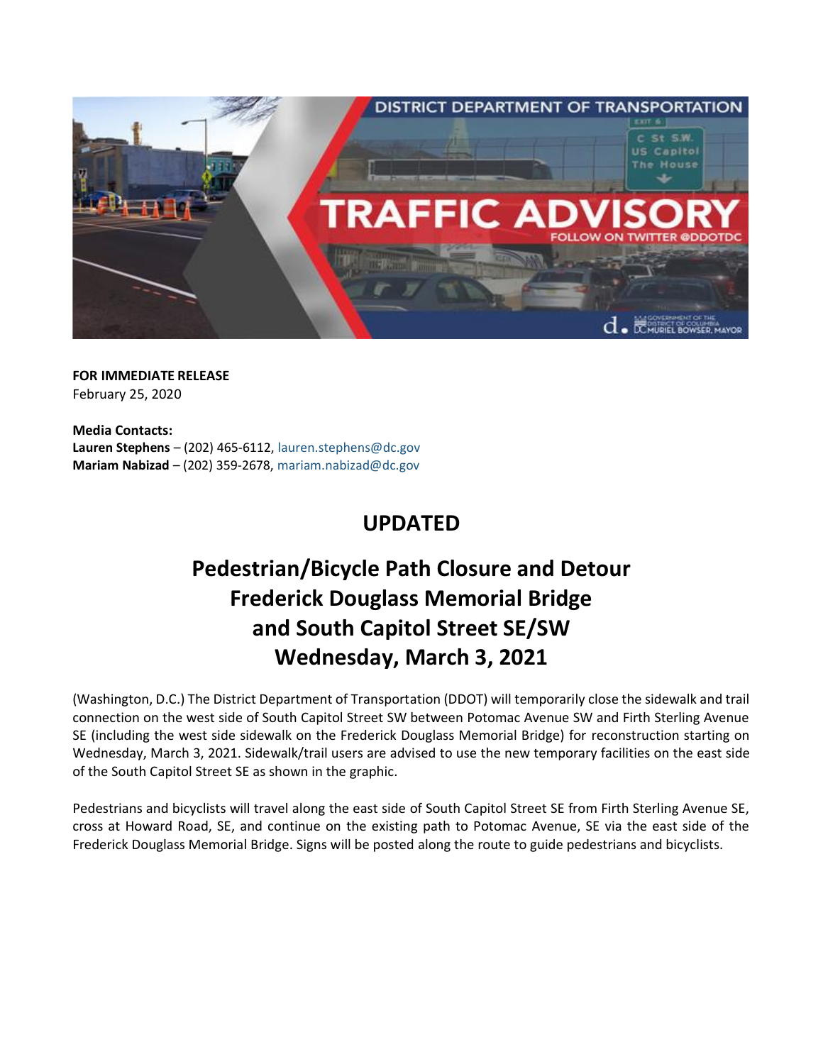**FOR IMMEDIATE RELEASE**
February 25, 2020

**Media Contacts:**
**Lauren Stephens** – (202) 465-6112, lauren.stephens@dc.gov
**Mariam Nabizad** – (202) 359-2678, mariam.nabizad@dc.gov

# UPDATED

# Pedestrian/Bicycle Path Closure and Detour Frederick Douglass Memorial Bridge and South Capitol Street SE/SW Wednesday, March 3, 2021

(Washington, D.C.) The District Department of Transportation (DDOT) will temporarily close the sidewalk and trail connection on the west side of South Capitol Street SW between Potomac Avenue SW and Firth Sterling Avenue SE (including the west side sidewalk on the Frederick Douglass Memorial Bridge) for reconstruction starting on Wednesday, March 3, 2021. Sidewalk/trail users are advised to use the new temporary facilities on the east side of the South Capitol Street SE as shown in the graphic.

Pedestrians and bicyclists will travel along the east side of South Capitol Street SE from Firth Sterling Avenue SE, cross at Howard Road, SE, and continue on the existing path to Potomac Avenue, SE via the east side of the Frederick Douglass Memorial Bridge. Signs will be posted along the route to guide pedestrians and bicyclists.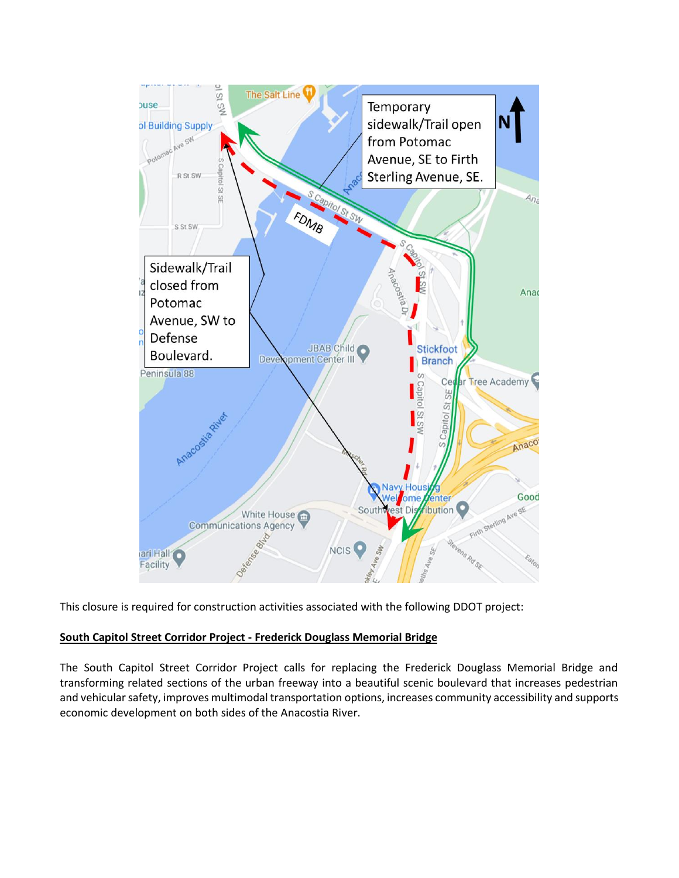Temporary sidewalk/Trail open from Potomac Avenue, SE to Firth Sterling Avenue, SE.

Sidewalk/Trail closed from Potomac Avenue, SW to Defense Boulevard.

This closure is required for construction activities associated with the following DDOT project:

**South Capitol Street Corridor Project - Frederick Douglass Memorial Bridge**

The South Capitol Street Corridor Project calls for replacing the Frederick Douglass Memorial Bridge and transforming related sections of the urban freeway into a beautiful scenic boulevard that increases pedestrian and vehicular safety, improves multimodal transportation options, increases community accessibility and supports economic development on both sides of the Anacostia River.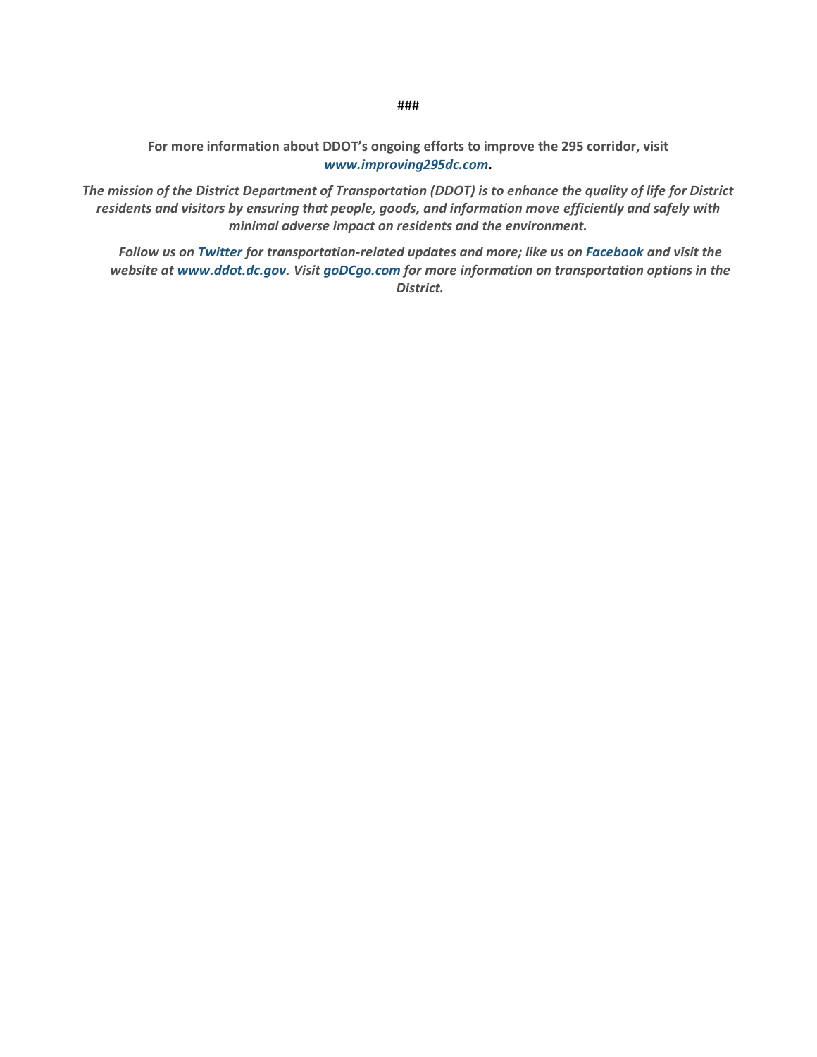###

**For more information about DDOT's ongoing efforts to improve the 295 corridor, visit *www.improving295dc.com*.**

***The mission of the District Department of Transportation (DDOT) is to enhance the quality of life for District residents and visitors by ensuring that people, goods, and information move efficiently and safely with minimal adverse impact on residents and the environment.***

***Follow us on Twitter for transportation-related updates and more; like us on Facebook and visit the website at www.ddot.dc.gov. Visit goDCgo.com for more information on transportation options in the District.***